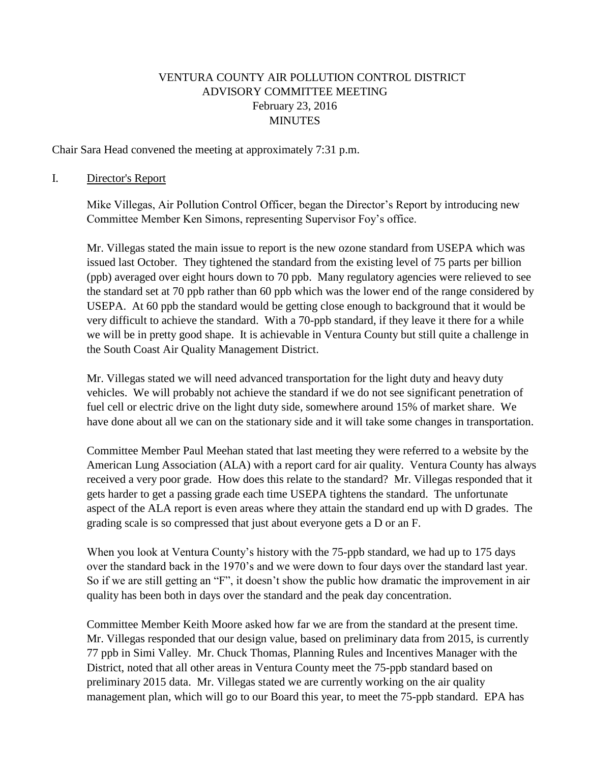# VENTURA COUNTY AIR POLLUTION CONTROL DISTRICT
## ADVISORY COMMITTEE MEETING
### February 23, 2016
### MINUTES

Chair Sara Head convened the meeting at approximately 7:31 p.m.

I. Director's Report

Mike Villegas, Air Pollution Control Officer, began the Director's Report by introducing new Committee Member Ken Simons, representing Supervisor Foy's office.

Mr. Villegas stated the main issue to report is the new ozone standard from USEPA which was issued last October. They tightened the standard from the existing level of 75 parts per billion (ppb) averaged over eight hours down to 70 ppb. Many regulatory agencies were relieved to see the standard set at 70 ppb rather than 60 ppb which was the lower end of the range considered by USEPA. At 60 ppb the standard would be getting close enough to background that it would be very difficult to achieve the standard. With a 70-ppb standard, if they leave it there for a while we will be in pretty good shape. It is achievable in Ventura County but still quite a challenge in the South Coast Air Quality Management District.

Mr. Villegas stated we will need advanced transportation for the light duty and heavy duty vehicles. We will probably not achieve the standard if we do not see significant penetration of fuel cell or electric drive on the light duty side, somewhere around 15% of market share. We have done about all we can on the stationary side and it will take some changes in transportation.

Committee Member Paul Meehan stated that last meeting they were referred to a website by the American Lung Association (ALA) with a report card for air quality. Ventura County has always received a very poor grade. How does this relate to the standard? Mr. Villegas responded that it gets harder to get a passing grade each time USEPA tightens the standard. The unfortunate aspect of the ALA report is even areas where they attain the standard end up with D grades. The grading scale is so compressed that just about everyone gets a D or an F.

When you look at Ventura County's history with the 75-ppb standard, we had up to 175 days over the standard back in the 1970's and we were down to four days over the standard last year. So if we are still getting an "F", it doesn't show the public how dramatic the improvement in air quality has been both in days over the standard and the peak day concentration.

Committee Member Keith Moore asked how far we are from the standard at the present time. Mr. Villegas responded that our design value, based on preliminary data from 2015, is currently 77 ppb in Simi Valley. Mr. Chuck Thomas, Planning Rules and Incentives Manager with the District, noted that all other areas in Ventura County meet the 75-ppb standard based on preliminary 2015 data. Mr. Villegas stated we are currently working on the air quality management plan, which will go to our Board this year, to meet the 75-ppb standard. EPA has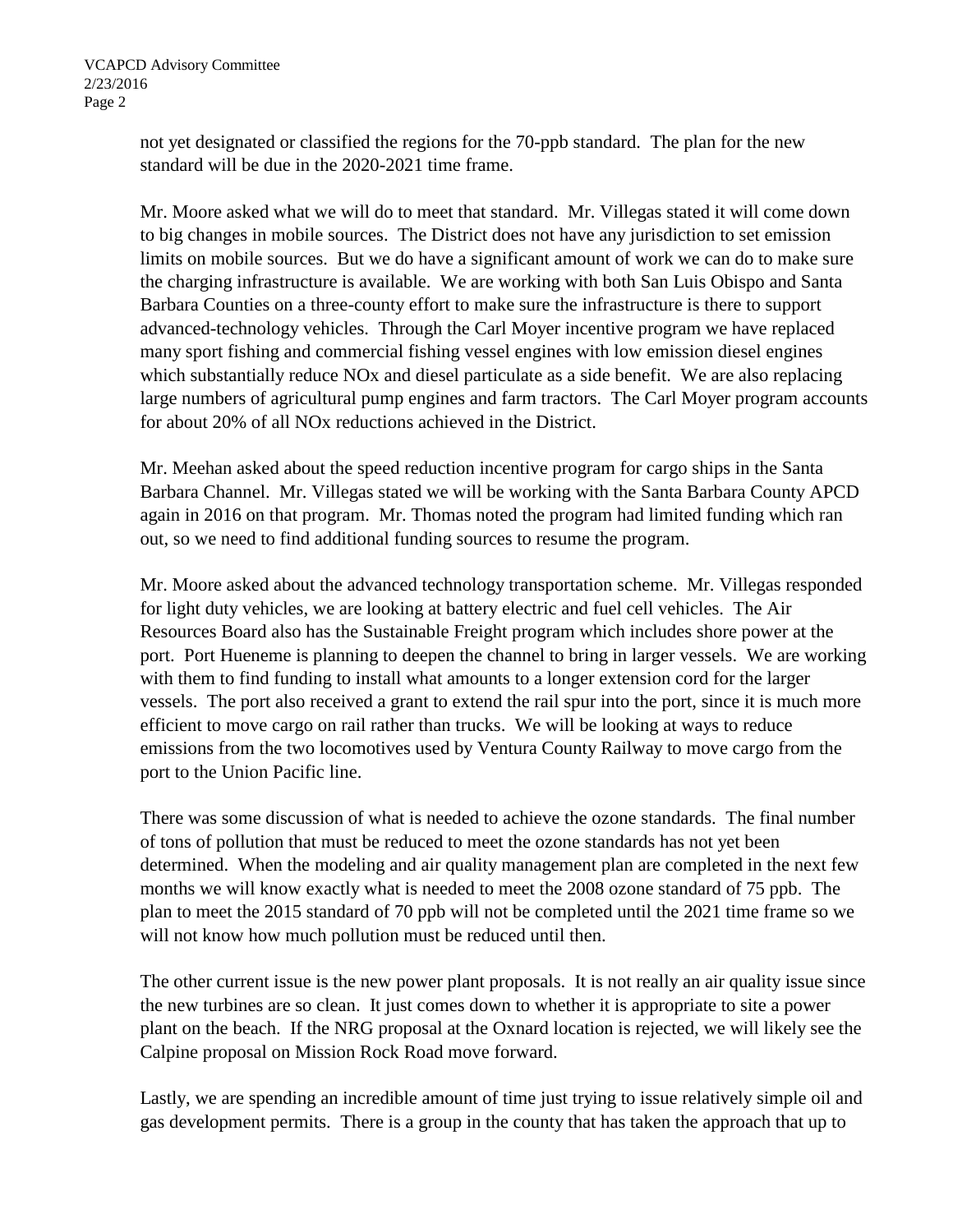not yet designated or classified the regions for the 70-ppb standard. The plan for the new standard will be due in the 2020-2021 time frame.

Mr. Moore asked what we will do to meet that standard. Mr. Villegas stated it will come down to big changes in mobile sources. The District does not have any jurisdiction to set emission limits on mobile sources. But we do have a significant amount of work we can do to make sure the charging infrastructure is available. We are working with both San Luis Obispo and Santa Barbara Counties on a three-county effort to make sure the infrastructure is there to support advanced-technology vehicles. Through the Carl Moyer incentive program we have replaced many sport fishing and commercial fishing vessel engines with low emission diesel engines which substantially reduce NOx and diesel particulate as a side benefit. We are also replacing large numbers of agricultural pump engines and farm tractors. The Carl Moyer program accounts for about 20% of all NOx reductions achieved in the District.

Mr. Meehan asked about the speed reduction incentive program for cargo ships in the Santa Barbara Channel. Mr. Villegas stated we will be working with the Santa Barbara County APCD again in 2016 on that program. Mr. Thomas noted the program had limited funding which ran out, so we need to find additional funding sources to resume the program.

Mr. Moore asked about the advanced technology transportation scheme. Mr. Villegas responded for light duty vehicles, we are looking at battery electric and fuel cell vehicles. The Air Resources Board also has the Sustainable Freight program which includes shore power at the port. Port Hueneme is planning to deepen the channel to bring in larger vessels. We are working with them to find funding to install what amounts to a longer extension cord for the larger vessels. The port also received a grant to extend the rail spur into the port, since it is much more efficient to move cargo on rail rather than trucks. We will be looking at ways to reduce emissions from the two locomotives used by Ventura County Railway to move cargo from the port to the Union Pacific line.

There was some discussion of what is needed to achieve the ozone standards. The final number of tons of pollution that must be reduced to meet the ozone standards has not yet been determined. When the modeling and air quality management plan are completed in the next few months we will know exactly what is needed to meet the 2008 ozone standard of 75 ppb. The plan to meet the 2015 standard of 70 ppb will not be completed until the 2021 time frame so we will not know how much pollution must be reduced until then.

The other current issue is the new power plant proposals. It is not really an air quality issue since the new turbines are so clean. It just comes down to whether it is appropriate to site a power plant on the beach. If the NRG proposal at the Oxnard location is rejected, we will likely see the Calpine proposal on Mission Rock Road move forward.

Lastly, we are spending an incredible amount of time just trying to issue relatively simple oil and gas development permits. There is a group in the county that has taken the approach that up to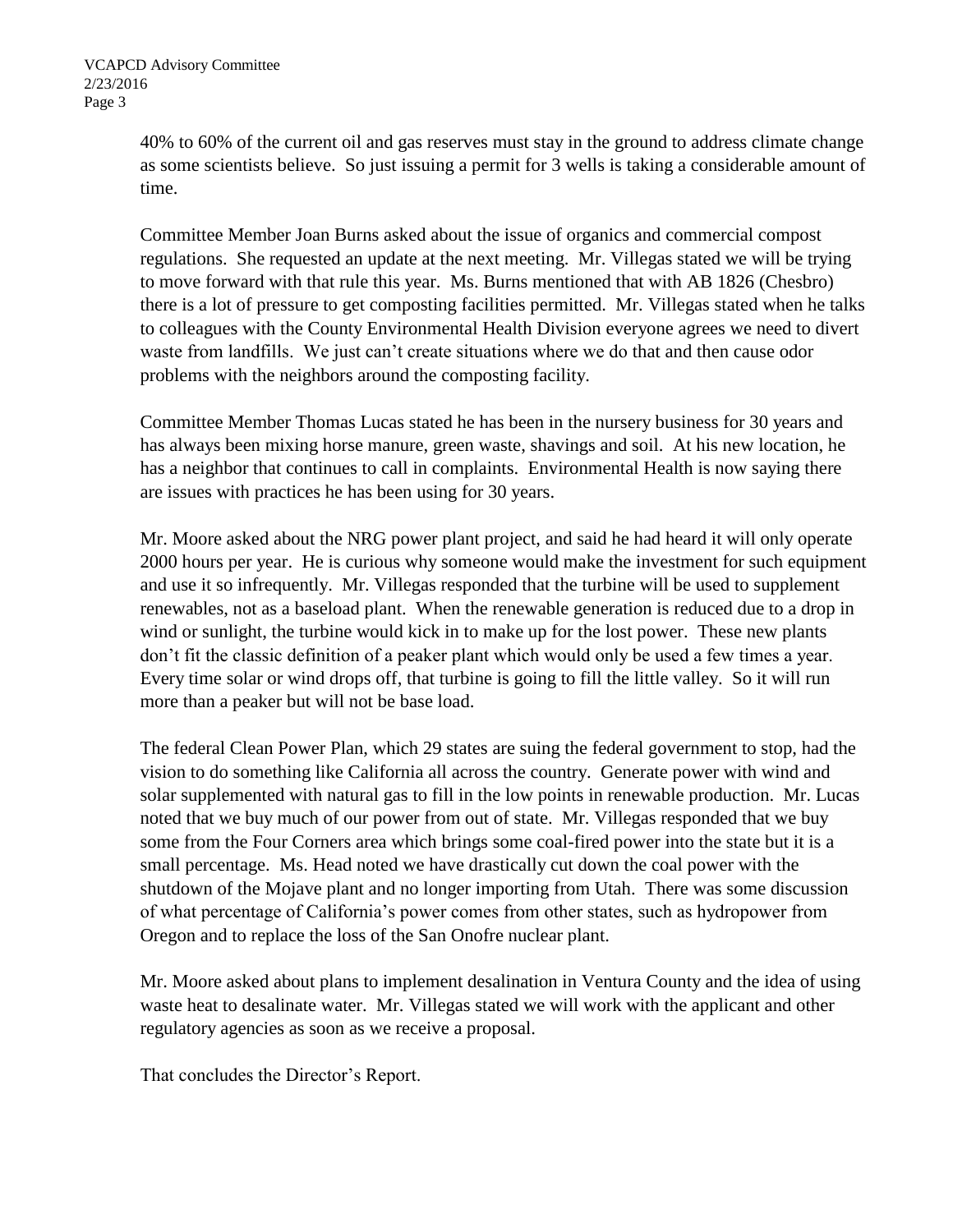40% to 60% of the current oil and gas reserves must stay in the ground to address climate change as some scientists believe. So just issuing a permit for 3 wells is taking a considerable amount of time.

Committee Member Joan Burns asked about the issue of organics and commercial compost regulations. She requested an update at the next meeting. Mr. Villegas stated we will be trying to move forward with that rule this year. Ms. Burns mentioned that with AB 1826 (Chesbro) there is a lot of pressure to get composting facilities permitted. Mr. Villegas stated when he talks to colleagues with the County Environmental Health Division everyone agrees we need to divert waste from landfills. We just can't create situations where we do that and then cause odor problems with the neighbors around the composting facility.

Committee Member Thomas Lucas stated he has been in the nursery business for 30 years and has always been mixing horse manure, green waste, shavings and soil. At his new location, he has a neighbor that continues to call in complaints. Environmental Health is now saying there are issues with practices he has been using for 30 years.

Mr. Moore asked about the NRG power plant project, and said he had heard it will only operate 2000 hours per year. He is curious why someone would make the investment for such equipment and use it so infrequently. Mr. Villegas responded that the turbine will be used to supplement renewables, not as a baseload plant. When the renewable generation is reduced due to a drop in wind or sunlight, the turbine would kick in to make up for the lost power. These new plants don't fit the classic definition of a peaker plant which would only be used a few times a year. Every time solar or wind drops off, that turbine is going to fill the little valley. So it will run more than a peaker but will not be base load.

The federal Clean Power Plan, which 29 states are suing the federal government to stop, had the vision to do something like California all across the country. Generate power with wind and solar supplemented with natural gas to fill in the low points in renewable production. Mr. Lucas noted that we buy much of our power from out of state. Mr. Villegas responded that we buy some from the Four Corners area which brings some coal-fired power into the state but it is a small percentage. Ms. Head noted we have drastically cut down the coal power with the shutdown of the Mojave plant and no longer importing from Utah. There was some discussion of what percentage of California's power comes from other states, such as hydropower from Oregon and to replace the loss of the San Onofre nuclear plant.

Mr. Moore asked about plans to implement desalination in Ventura County and the idea of using waste heat to desalinate water. Mr. Villegas stated we will work with the applicant and other regulatory agencies as soon as we receive a proposal.

That concludes the Director's Report.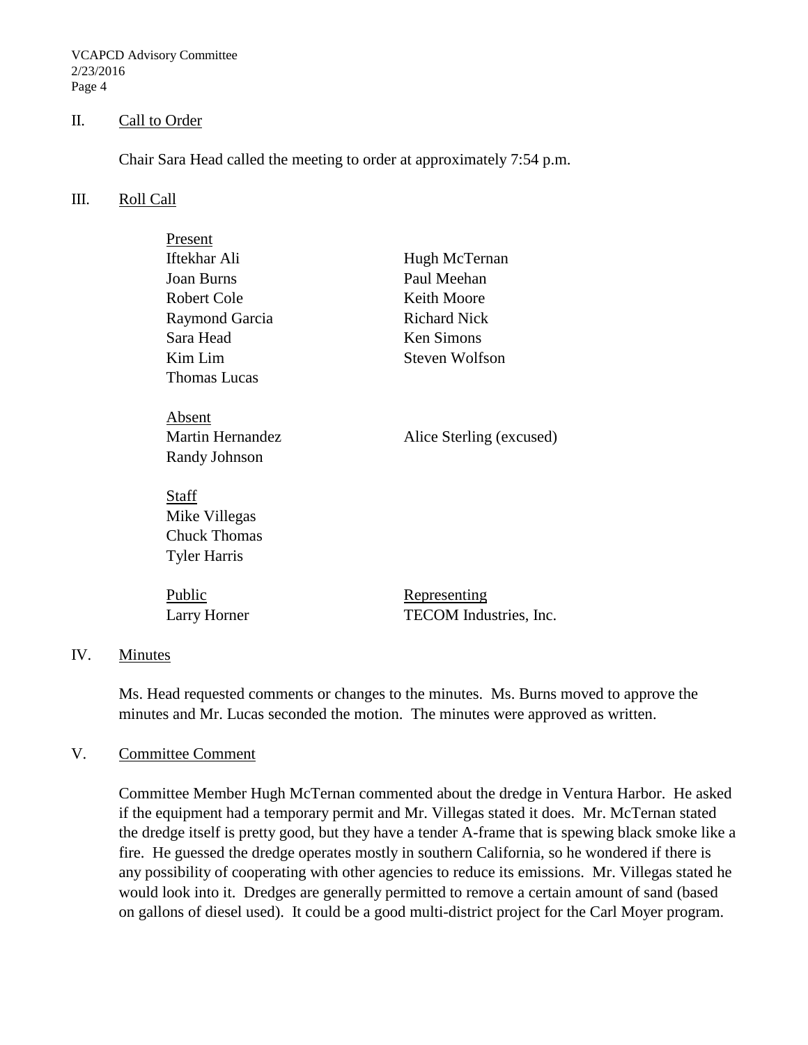## II. Call to Order

Chair Sara Head called the meeting to order at approximately 7:54 p.m.

## III. Roll Call

Present

| | |
|---|---|
| Iftekhar Ali | Hugh McTernan |
| Joan Burns | Paul Meehan |
| Robert Cole | Keith Moore |
| Raymond Garcia | Richard Nick |
| Sara Head | Ken Simons |
| Kim Lim | Steven Wolfson |
| Thomas Lucas | |

Absent

| | |
|---|---|
| Martin Hernandez | Alice Sterling (excused) |
| Randy Johnson | |

Staff

Mike Villegas
Chuck Thomas
Tyler Harris

| Public | Representing |
|---|---|
| Larry Horner | TECOM Industries, Inc. |

## IV. Minutes

Ms. Head requested comments or changes to the minutes. Ms. Burns moved to approve the minutes and Mr. Lucas seconded the motion. The minutes were approved as written.

## V. Committee Comment

Committee Member Hugh McTernan commented about the dredge in Ventura Harbor. He asked if the equipment had a temporary permit and Mr. Villegas stated it does. Mr. McTernan stated the dredge itself is pretty good, but they have a tender A-frame that is spewing black smoke like a fire. He guessed the dredge operates mostly in southern California, so he wondered if there is any possibility of cooperating with other agencies to reduce its emissions. Mr. Villegas stated he would look into it. Dredges are generally permitted to remove a certain amount of sand (based on gallons of diesel used). It could be a good multi-district project for the Carl Moyer program.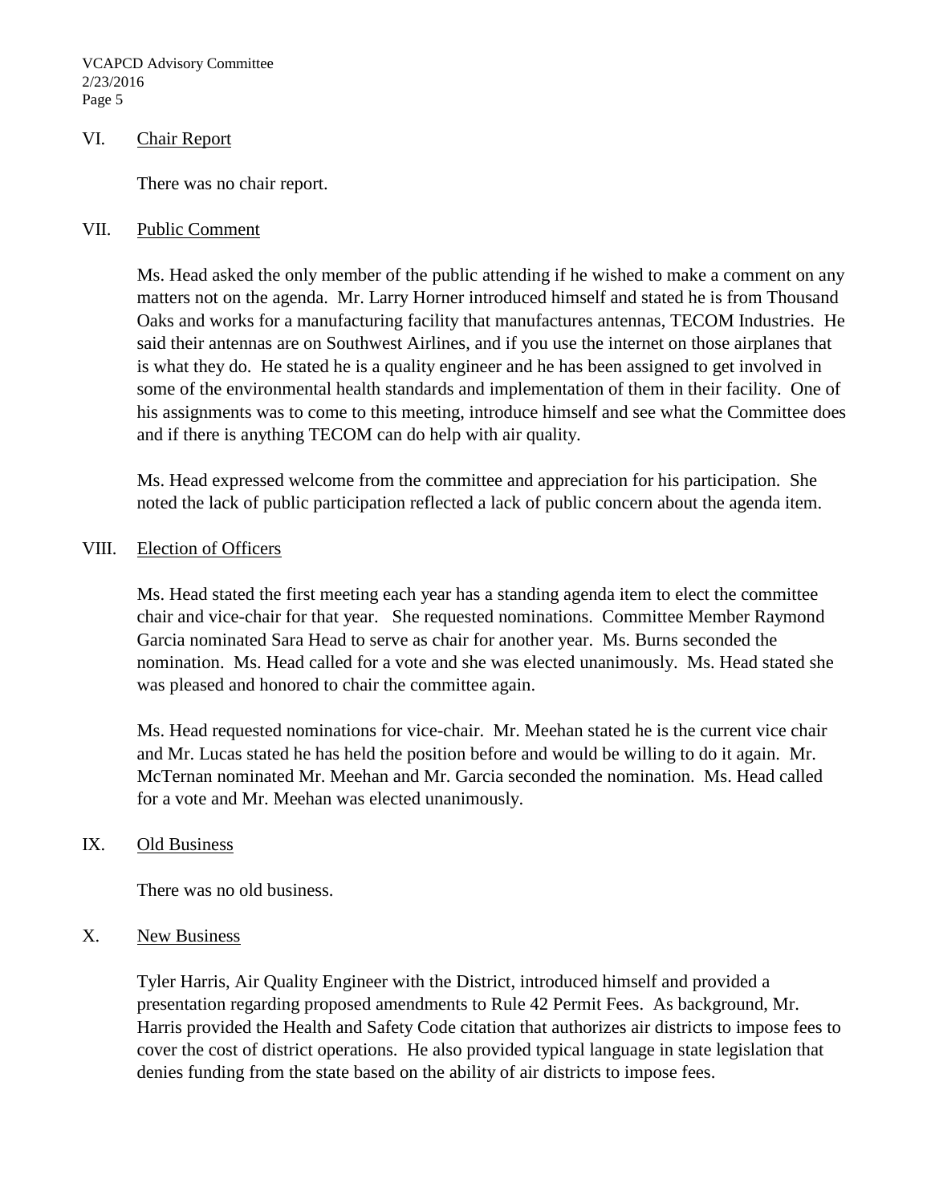## VI. Chair Report

There was no chair report.

## VII. Public Comment

Ms. Head asked the only member of the public attending if he wished to make a comment on any matters not on the agenda. Mr. Larry Horner introduced himself and stated he is from Thousand Oaks and works for a manufacturing facility that manufactures antennas, TECOM Industries. He said their antennas are on Southwest Airlines, and if you use the internet on those airplanes that is what they do. He stated he is a quality engineer and he has been assigned to get involved in some of the environmental health standards and implementation of them in their facility. One of his assignments was to come to this meeting, introduce himself and see what the Committee does and if there is anything TECOM can do help with air quality.

Ms. Head expressed welcome from the committee and appreciation for his participation. She noted the lack of public participation reflected a lack of public concern about the agenda item.

## VIII. Election of Officers

Ms. Head stated the first meeting each year has a standing agenda item to elect the committee chair and vice-chair for that year. She requested nominations. Committee Member Raymond Garcia nominated Sara Head to serve as chair for another year. Ms. Burns seconded the nomination. Ms. Head called for a vote and she was elected unanimously. Ms. Head stated she was pleased and honored to chair the committee again.

Ms. Head requested nominations for vice-chair. Mr. Meehan stated he is the current vice chair and Mr. Lucas stated he has held the position before and would be willing to do it again. Mr. McTernan nominated Mr. Meehan and Mr. Garcia seconded the nomination. Ms. Head called for a vote and Mr. Meehan was elected unanimously.

## IX. Old Business

There was no old business.

## X. New Business

Tyler Harris, Air Quality Engineer with the District, introduced himself and provided a presentation regarding proposed amendments to Rule 42 Permit Fees. As background, Mr. Harris provided the Health and Safety Code citation that authorizes air districts to impose fees to cover the cost of district operations. He also provided typical language in state legislation that denies funding from the state based on the ability of air districts to impose fees.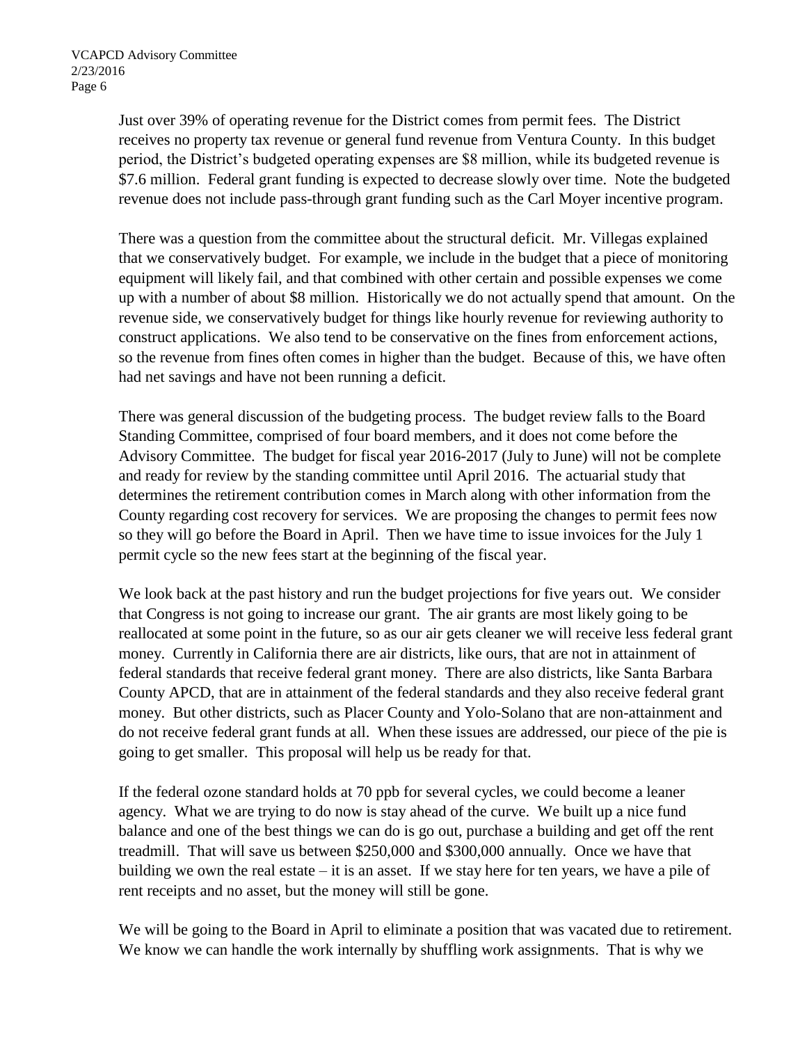Just over 39% of operating revenue for the District comes from permit fees. The District receives no property tax revenue or general fund revenue from Ventura County. In this budget period, the District's budgeted operating expenses are $8 million, while its budgeted revenue is $7.6 million. Federal grant funding is expected to decrease slowly over time. Note the budgeted revenue does not include pass-through grant funding such as the Carl Moyer incentive program.

There was a question from the committee about the structural deficit. Mr. Villegas explained that we conservatively budget. For example, we include in the budget that a piece of monitoring equipment will likely fail, and that combined with other certain and possible expenses we come up with a number of about $8 million. Historically we do not actually spend that amount. On the revenue side, we conservatively budget for things like hourly revenue for reviewing authority to construct applications. We also tend to be conservative on the fines from enforcement actions, so the revenue from fines often comes in higher than the budget. Because of this, we have often had net savings and have not been running a deficit.

There was general discussion of the budgeting process. The budget review falls to the Board Standing Committee, comprised of four board members, and it does not come before the Advisory Committee. The budget for fiscal year 2016-2017 (July to June) will not be complete and ready for review by the standing committee until April 2016. The actuarial study that determines the retirement contribution comes in March along with other information from the County regarding cost recovery for services. We are proposing the changes to permit fees now so they will go before the Board in April. Then we have time to issue invoices for the July 1 permit cycle so the new fees start at the beginning of the fiscal year.

We look back at the past history and run the budget projections for five years out. We consider that Congress is not going to increase our grant. The air grants are most likely going to be reallocated at some point in the future, so as our air gets cleaner we will receive less federal grant money. Currently in California there are air districts, like ours, that are not in attainment of federal standards that receive federal grant money. There are also districts, like Santa Barbara County APCD, that are in attainment of the federal standards and they also receive federal grant money. But other districts, such as Placer County and Yolo-Solano that are non-attainment and do not receive federal grant funds at all. When these issues are addressed, our piece of the pie is going to get smaller. This proposal will help us be ready for that.

If the federal ozone standard holds at 70 ppb for several cycles, we could become a leaner agency. What we are trying to do now is stay ahead of the curve. We built up a nice fund balance and one of the best things we can do is go out, purchase a building and get off the rent treadmill. That will save us between $250,000 and $300,000 annually. Once we have that building we own the real estate – it is an asset. If we stay here for ten years, we have a pile of rent receipts and no asset, but the money will still be gone.

We will be going to the Board in April to eliminate a position that was vacated due to retirement. We know we can handle the work internally by shuffling work assignments. That is why we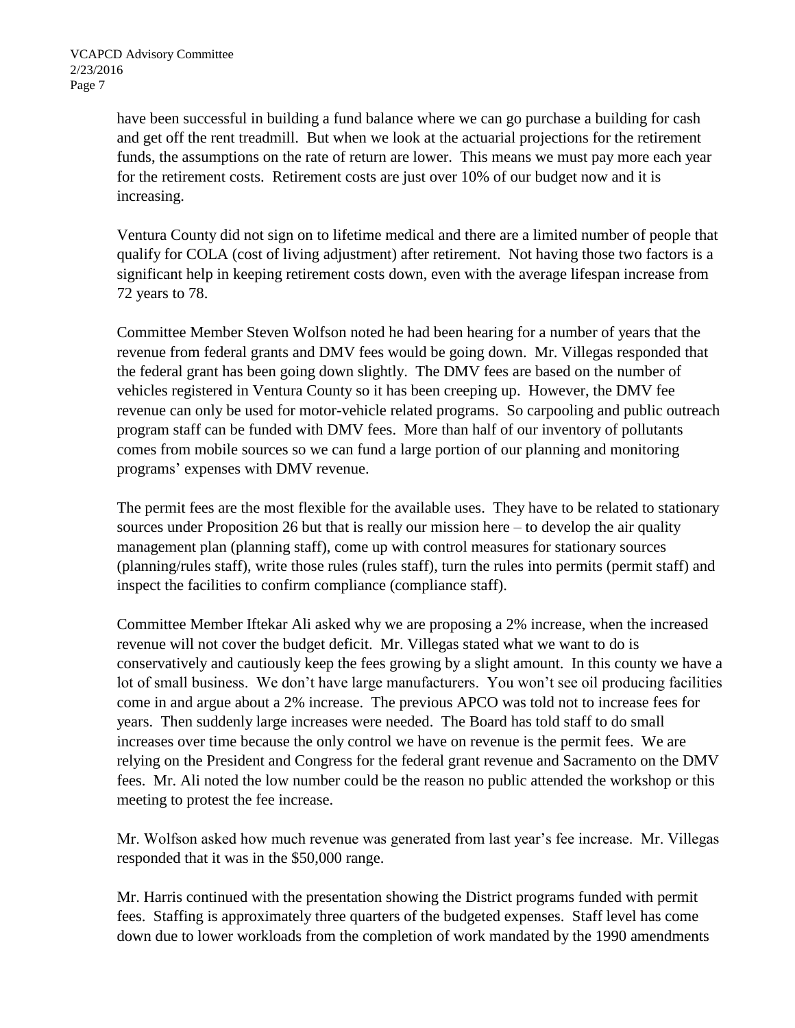have been successful in building a fund balance where we can go purchase a building for cash and get off the rent treadmill. But when we look at the actuarial projections for the retirement funds, the assumptions on the rate of return are lower. This means we must pay more each year for the retirement costs. Retirement costs are just over 10% of our budget now and it is increasing.

Ventura County did not sign on to lifetime medical and there are a limited number of people that qualify for COLA (cost of living adjustment) after retirement. Not having those two factors is a significant help in keeping retirement costs down, even with the average lifespan increase from 72 years to 78.

Committee Member Steven Wolfson noted he had been hearing for a number of years that the revenue from federal grants and DMV fees would be going down. Mr. Villegas responded that the federal grant has been going down slightly. The DMV fees are based on the number of vehicles registered in Ventura County so it has been creeping up. However, the DMV fee revenue can only be used for motor-vehicle related programs. So carpooling and public outreach program staff can be funded with DMV fees. More than half of our inventory of pollutants comes from mobile sources so we can fund a large portion of our planning and monitoring programs' expenses with DMV revenue.

The permit fees are the most flexible for the available uses. They have to be related to stationary sources under Proposition 26 but that is really our mission here – to develop the air quality management plan (planning staff), come up with control measures for stationary sources (planning/rules staff), write those rules (rules staff), turn the rules into permits (permit staff) and inspect the facilities to confirm compliance (compliance staff).

Committee Member Iftekar Ali asked why we are proposing a 2% increase, when the increased revenue will not cover the budget deficit. Mr. Villegas stated what we want to do is conservatively and cautiously keep the fees growing by a slight amount. In this county we have a lot of small business. We don't have large manufacturers. You won't see oil producing facilities come in and argue about a 2% increase. The previous APCO was told not to increase fees for years. Then suddenly large increases were needed. The Board has told staff to do small increases over time because the only control we have on revenue is the permit fees. We are relying on the President and Congress for the federal grant revenue and Sacramento on the DMV fees. Mr. Ali noted the low number could be the reason no public attended the workshop or this meeting to protest the fee increase.

Mr. Wolfson asked how much revenue was generated from last year's fee increase. Mr. Villegas responded that it was in the $50,000 range.

Mr. Harris continued with the presentation showing the District programs funded with permit fees. Staffing is approximately three quarters of the budgeted expenses. Staff level has come down due to lower workloads from the completion of work mandated by the 1990 amendments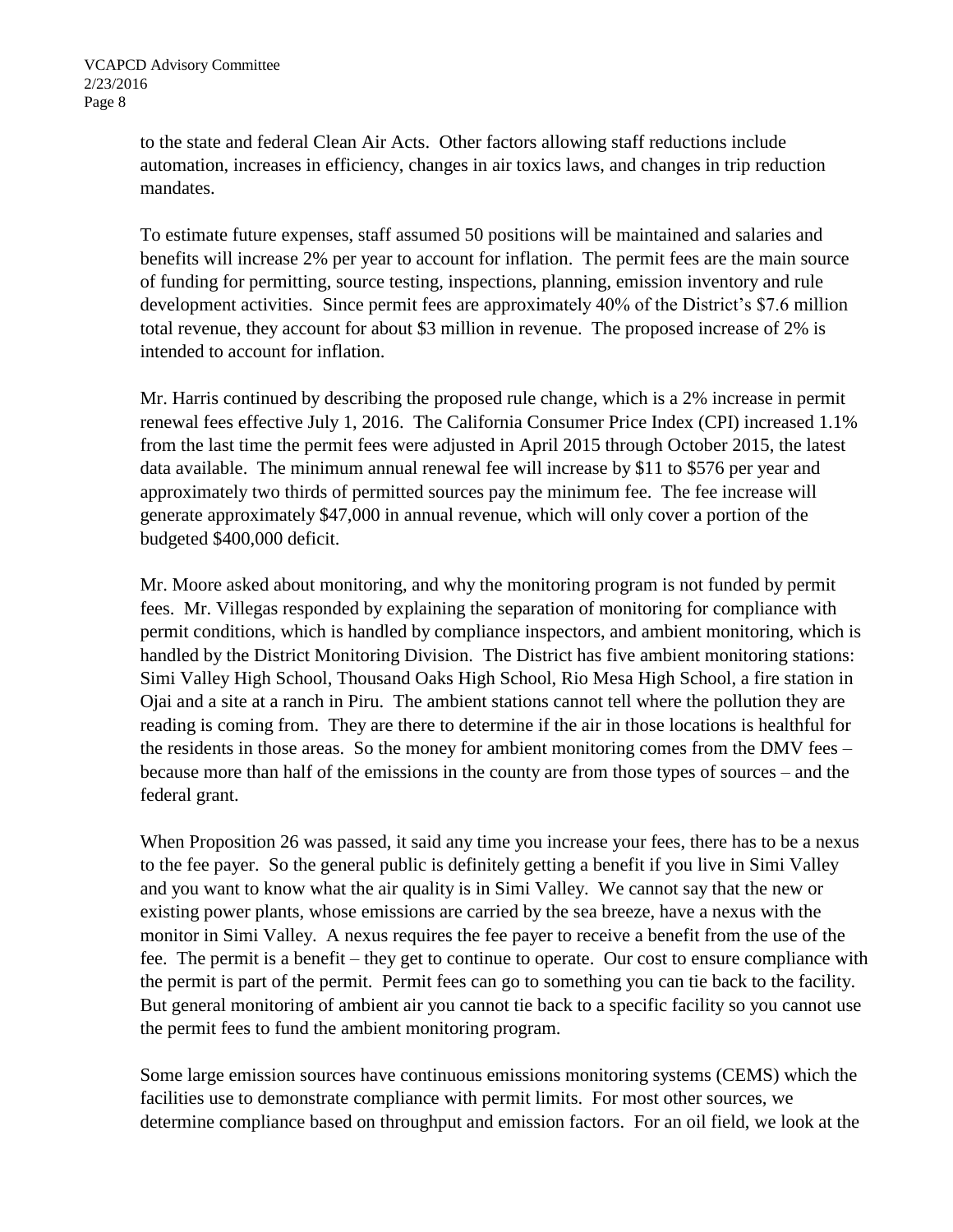to the state and federal Clean Air Acts. Other factors allowing staff reductions include automation, increases in efficiency, changes in air toxics laws, and changes in trip reduction mandates.

To estimate future expenses, staff assumed 50 positions will be maintained and salaries and benefits will increase 2% per year to account for inflation. The permit fees are the main source of funding for permitting, source testing, inspections, planning, emission inventory and rule development activities. Since permit fees are approximately 40% of the District's $7.6 million total revenue, they account for about $3 million in revenue. The proposed increase of 2% is intended to account for inflation.

Mr. Harris continued by describing the proposed rule change, which is a 2% increase in permit renewal fees effective July 1, 2016. The California Consumer Price Index (CPI) increased 1.1% from the last time the permit fees were adjusted in April 2015 through October 2015, the latest data available. The minimum annual renewal fee will increase by $11 to $576 per year and approximately two thirds of permitted sources pay the minimum fee. The fee increase will generate approximately $47,000 in annual revenue, which will only cover a portion of the budgeted $400,000 deficit.

Mr. Moore asked about monitoring, and why the monitoring program is not funded by permit fees. Mr. Villegas responded by explaining the separation of monitoring for compliance with permit conditions, which is handled by compliance inspectors, and ambient monitoring, which is handled by the District Monitoring Division. The District has five ambient monitoring stations: Simi Valley High School, Thousand Oaks High School, Rio Mesa High School, a fire station in Ojai and a site at a ranch in Piru. The ambient stations cannot tell where the pollution they are reading is coming from. They are there to determine if the air in those locations is healthful for the residents in those areas. So the money for ambient monitoring comes from the DMV fees – because more than half of the emissions in the county are from those types of sources – and the federal grant.

When Proposition 26 was passed, it said any time you increase your fees, there has to be a nexus to the fee payer. So the general public is definitely getting a benefit if you live in Simi Valley and you want to know what the air quality is in Simi Valley. We cannot say that the new or existing power plants, whose emissions are carried by the sea breeze, have a nexus with the monitor in Simi Valley. A nexus requires the fee payer to receive a benefit from the use of the fee. The permit is a benefit – they get to continue to operate. Our cost to ensure compliance with the permit is part of the permit. Permit fees can go to something you can tie back to the facility. But general monitoring of ambient air you cannot tie back to a specific facility so you cannot use the permit fees to fund the ambient monitoring program.

Some large emission sources have continuous emissions monitoring systems (CEMS) which the facilities use to demonstrate compliance with permit limits. For most other sources, we determine compliance based on throughput and emission factors. For an oil field, we look at the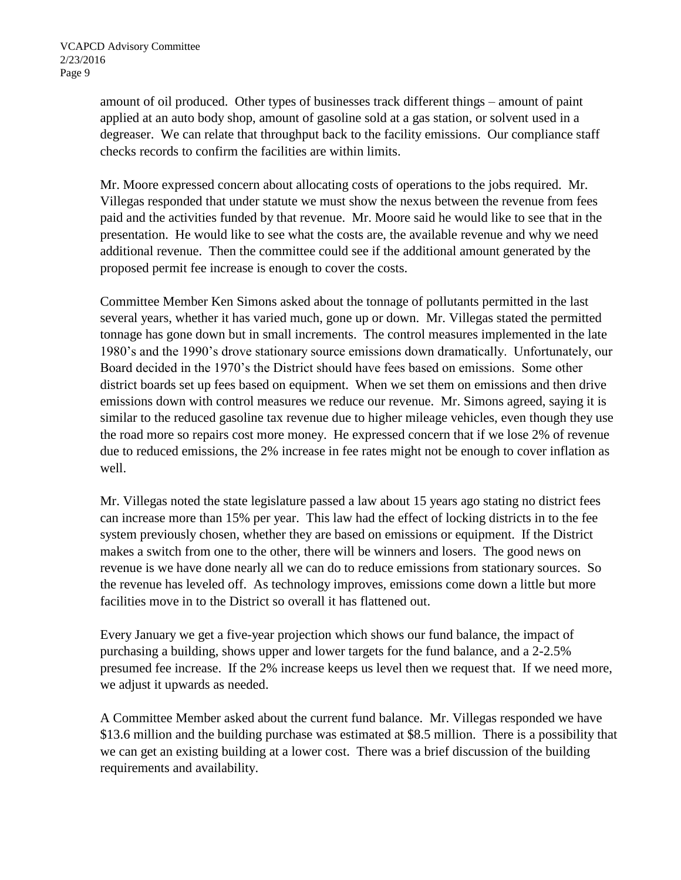amount of oil produced. Other types of businesses track different things – amount of paint applied at an auto body shop, amount of gasoline sold at a gas station, or solvent used in a degreaser. We can relate that throughput back to the facility emissions. Our compliance staff checks records to confirm the facilities are within limits.

Mr. Moore expressed concern about allocating costs of operations to the jobs required. Mr. Villegas responded that under statute we must show the nexus between the revenue from fees paid and the activities funded by that revenue. Mr. Moore said he would like to see that in the presentation. He would like to see what the costs are, the available revenue and why we need additional revenue. Then the committee could see if the additional amount generated by the proposed permit fee increase is enough to cover the costs.

Committee Member Ken Simons asked about the tonnage of pollutants permitted in the last several years, whether it has varied much, gone up or down. Mr. Villegas stated the permitted tonnage has gone down but in small increments. The control measures implemented in the late 1980's and the 1990's drove stationary source emissions down dramatically. Unfortunately, our Board decided in the 1970's the District should have fees based on emissions. Some other district boards set up fees based on equipment. When we set them on emissions and then drive emissions down with control measures we reduce our revenue. Mr. Simons agreed, saying it is similar to the reduced gasoline tax revenue due to higher mileage vehicles, even though they use the road more so repairs cost more money. He expressed concern that if we lose 2% of revenue due to reduced emissions, the 2% increase in fee rates might not be enough to cover inflation as well.

Mr. Villegas noted the state legislature passed a law about 15 years ago stating no district fees can increase more than 15% per year. This law had the effect of locking districts in to the fee system previously chosen, whether they are based on emissions or equipment. If the District makes a switch from one to the other, there will be winners and losers. The good news on revenue is we have done nearly all we can do to reduce emissions from stationary sources. So the revenue has leveled off. As technology improves, emissions come down a little but more facilities move in to the District so overall it has flattened out.

Every January we get a five-year projection which shows our fund balance, the impact of purchasing a building, shows upper and lower targets for the fund balance, and a 2-2.5% presumed fee increase. If the 2% increase keeps us level then we request that. If we need more, we adjust it upwards as needed.

A Committee Member asked about the current fund balance. Mr. Villegas responded we have $13.6 million and the building purchase was estimated at $8.5 million. There is a possibility that we can get an existing building at a lower cost. There was a brief discussion of the building requirements and availability.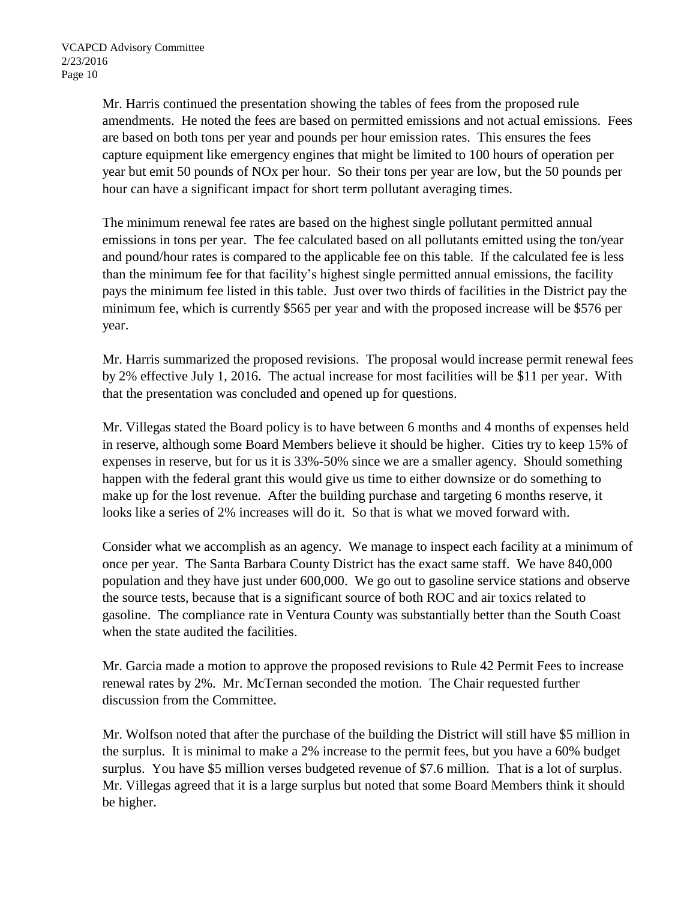Mr. Harris continued the presentation showing the tables of fees from the proposed rule amendments. He noted the fees are based on permitted emissions and not actual emissions. Fees are based on both tons per year and pounds per hour emission rates. This ensures the fees capture equipment like emergency engines that might be limited to 100 hours of operation per year but emit 50 pounds of NOx per hour. So their tons per year are low, but the 50 pounds per hour can have a significant impact for short term pollutant averaging times.

The minimum renewal fee rates are based on the highest single pollutant permitted annual emissions in tons per year. The fee calculated based on all pollutants emitted using the ton/year and pound/hour rates is compared to the applicable fee on this table. If the calculated fee is less than the minimum fee for that facility's highest single permitted annual emissions, the facility pays the minimum fee listed in this table. Just over two thirds of facilities in the District pay the minimum fee, which is currently $565 per year and with the proposed increase will be $576 per year.

Mr. Harris summarized the proposed revisions. The proposal would increase permit renewal fees by 2% effective July 1, 2016. The actual increase for most facilities will be $11 per year. With that the presentation was concluded and opened up for questions.

Mr. Villegas stated the Board policy is to have between 6 months and 4 months of expenses held in reserve, although some Board Members believe it should be higher. Cities try to keep 15% of expenses in reserve, but for us it is 33%-50% since we are a smaller agency. Should something happen with the federal grant this would give us time to either downsize or do something to make up for the lost revenue. After the building purchase and targeting 6 months reserve, it looks like a series of 2% increases will do it. So that is what we moved forward with.

Consider what we accomplish as an agency. We manage to inspect each facility at a minimum of once per year. The Santa Barbara County District has the exact same staff. We have 840,000 population and they have just under 600,000. We go out to gasoline service stations and observe the source tests, because that is a significant source of both ROC and air toxics related to gasoline. The compliance rate in Ventura County was substantially better than the South Coast when the state audited the facilities.

Mr. Garcia made a motion to approve the proposed revisions to Rule 42 Permit Fees to increase renewal rates by 2%. Mr. McTernan seconded the motion. The Chair requested further discussion from the Committee.

Mr. Wolfson noted that after the purchase of the building the District will still have $5 million in the surplus. It is minimal to make a 2% increase to the permit fees, but you have a 60% budget surplus. You have $5 million verses budgeted revenue of $7.6 million. That is a lot of surplus. Mr. Villegas agreed that it is a large surplus but noted that some Board Members think it should be higher.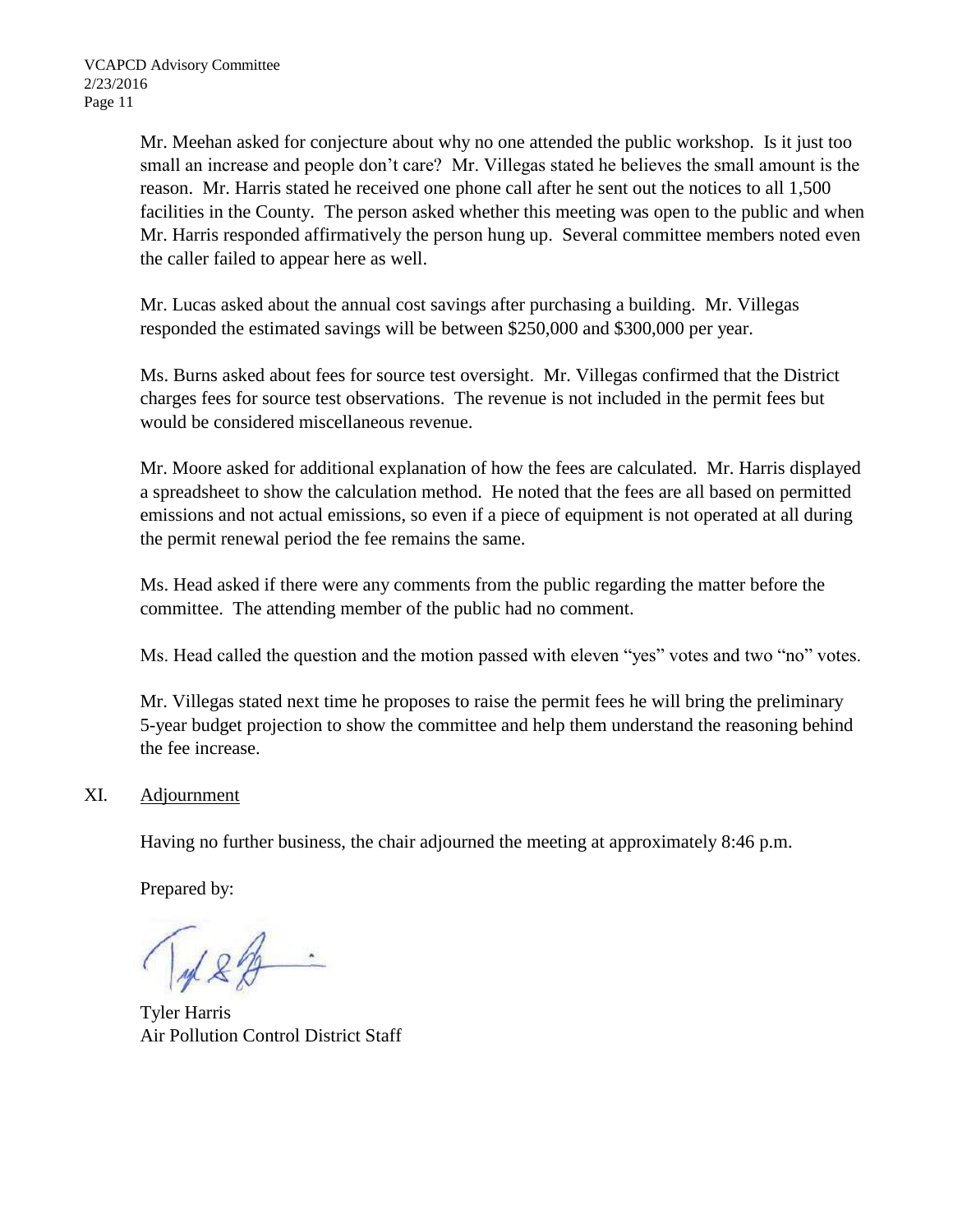Mr. Meehan asked for conjecture about why no one attended the public workshop. Is it just too small an increase and people don't care? Mr. Villegas stated he believes the small amount is the reason. Mr. Harris stated he received one phone call after he sent out the notices to all 1,500 facilities in the County. The person asked whether this meeting was open to the public and when Mr. Harris responded affirmatively the person hung up. Several committee members noted even the caller failed to appear here as well.

Mr. Lucas asked about the annual cost savings after purchasing a building. Mr. Villegas responded the estimated savings will be between $250,000 and $300,000 per year.

Ms. Burns asked about fees for source test oversight. Mr. Villegas confirmed that the District charges fees for source test observations. The revenue is not included in the permit fees but would be considered miscellaneous revenue.

Mr. Moore asked for additional explanation of how the fees are calculated. Mr. Harris displayed a spreadsheet to show the calculation method. He noted that the fees are all based on permitted emissions and not actual emissions, so even if a piece of equipment is not operated at all during the permit renewal period the fee remains the same.

Ms. Head asked if there were any comments from the public regarding the matter before the committee. The attending member of the public had no comment.

Ms. Head called the question and the motion passed with eleven "yes" votes and two "no" votes.

Mr. Villegas stated next time he proposes to raise the permit fees he will bring the preliminary 5-year budget projection to show the committee and help them understand the reasoning behind the fee increase.

## XI. Adjournment

Having no further business, the chair adjourned the meeting at approximately 8:46 p.m.

Prepared by:

Tyler Harris
Air Pollution Control District Staff